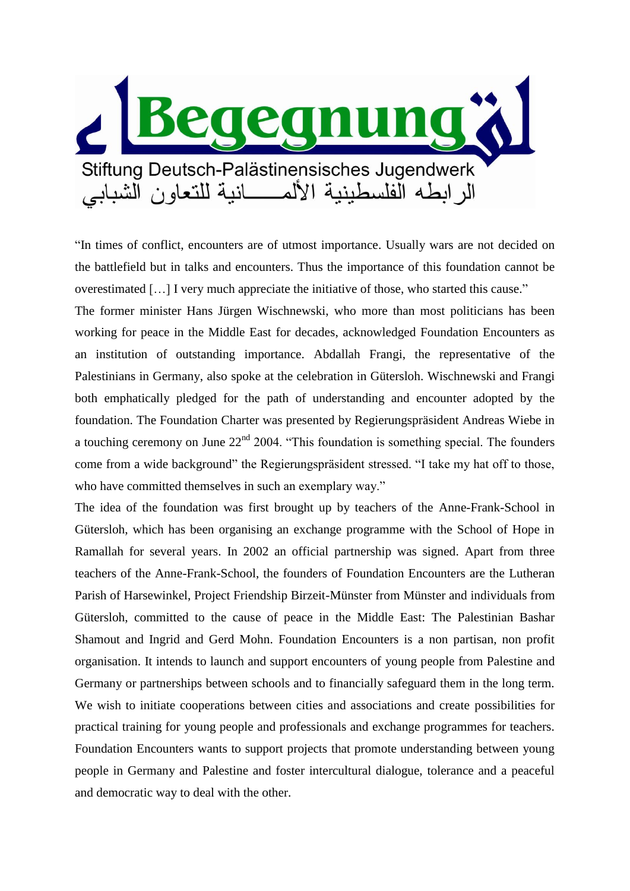# Begegnung

Stiftung Deutsch-Palästinensisches Jugendwerk

الرابطه الفلسطينية الألمـــــانية للتعاون الشبابي

"In times of conflict, encounters are of utmost importance. Usually wars are not decided on the battlefield but in talks and encounters. Thus the importance of this foundation cannot be overestimated […] I very much appreciate the initiative of those, who started this cause."

The former minister Hans Jürgen Wischnewski, who more than most politicians has been working for peace in the Middle East for decades, acknowledged Foundation Encounters as an institution of outstanding importance. Abdallah Frangi, the representative of the Palestinians in Germany, also spoke at the celebration in Gütersloh. Wischnewski and Frangi both emphatically pledged for the path of understanding and encounter adopted by the foundation. The Foundation Charter was presented by Regierungspräsident Andreas Wiebe in a touching ceremony on June 22nd 2004. "This foundation is something special. The founders come from a wide background" the Regierungspräsident stressed. "I take my hat off to those, who have committed themselves in such an exemplary way."

The idea of the foundation was first brought up by teachers of the Anne-Frank-School in Gütersloh, which has been organising an exchange programme with the School of Hope in Ramallah for several years. In 2002 an official partnership was signed. Apart from three teachers of the Anne-Frank-School, the founders of Foundation Encounters are the Lutheran Parish of Harsewinkel, Project Friendship Birzeit-Münster from Münster and individuals from Gütersloh, committed to the cause of peace in the Middle East: The Palestinian Bashar Shamout and Ingrid and Gerd Mohn. Foundation Encounters is a non partisan, non profit organisation. It intends to launch and support encounters of young people from Palestine and Germany or partnerships between schools and to financially safeguard them in the long term. We wish to initiate cooperations between cities and associations and create possibilities for practical training for young people and professionals and exchange programmes for teachers. Foundation Encounters wants to support projects that promote understanding between young people in Germany and Palestine and foster intercultural dialogue, tolerance and a peaceful and democratic way to deal with the other.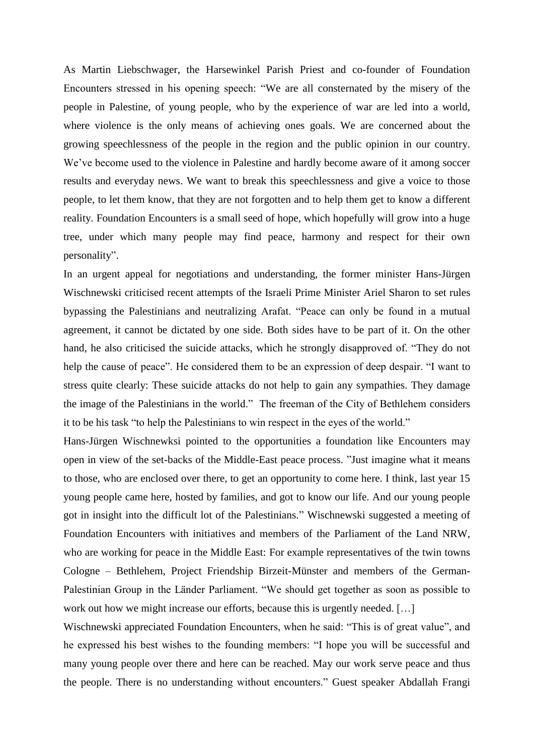As Martin Liebschwager, the Harsewinkel Parish Priest and co-founder of Foundation Encounters stressed in his opening speech: "We are all consternated by the misery of the people in Palestine, of young people, who by the experience of war are led into a world, where violence is the only means of achieving ones goals. We are concerned about the growing speechlessness of the people in the region and the public opinion in our country. We've become used to the violence in Palestine and hardly become aware of it among soccer results and everyday news. We want to break this speechlessness and give a voice to those people, to let them know, that they are not forgotten and to help them get to know a different reality. Foundation Encounters is a small seed of hope, which hopefully will grow into a huge tree, under which many people may find peace, harmony and respect for their own personality".

In an urgent appeal for negotiations and understanding, the former minister Hans-Jürgen Wischnewski criticised recent attempts of the Israeli Prime Minister Ariel Sharon to set rules bypassing the Palestinians and neutralizing Arafat. "Peace can only be found in a mutual agreement, it cannot be dictated by one side. Both sides have to be part of it. On the other hand, he also criticised the suicide attacks, which he strongly disapproved of. "They do not help the cause of peace". He considered them to be an expression of deep despair. "I want to stress quite clearly: These suicide attacks do not help to gain any sympathies. They damage the image of the Palestinians in the world." The freeman of the City of Bethlehem considers it to be his task "to help the Palestinians to win respect in the eyes of the world."

Hans-Jürgen Wischnewksi pointed to the opportunities a foundation like Encounters may open in view of the set-backs of the Middle-East peace process. "Just imagine what it means to those, who are enclosed over there, to get an opportunity to come here. I think, last year 15 young people came here, hosted by families, and got to know our life. And our young people got in insight into the difficult lot of the Palestinians." Wischnewski suggested a meeting of Foundation Encounters with initiatives and members of the Parliament of the Land NRW, who are working for peace in the Middle East: For example representatives of the twin towns Cologne – Bethlehem, Project Friendship Birzeit-Münster and members of the German-Palestinian Group in the Länder Parliament. "We should get together as soon as possible to work out how we might increase our efforts, because this is urgently needed. […]

Wischnewski appreciated Foundation Encounters, when he said: "This is of great value", and he expressed his best wishes to the founding members: "I hope you will be successful and many young people over there and here can be reached. May our work serve peace and thus the people. There is no understanding without encounters." Guest speaker Abdallah Frangi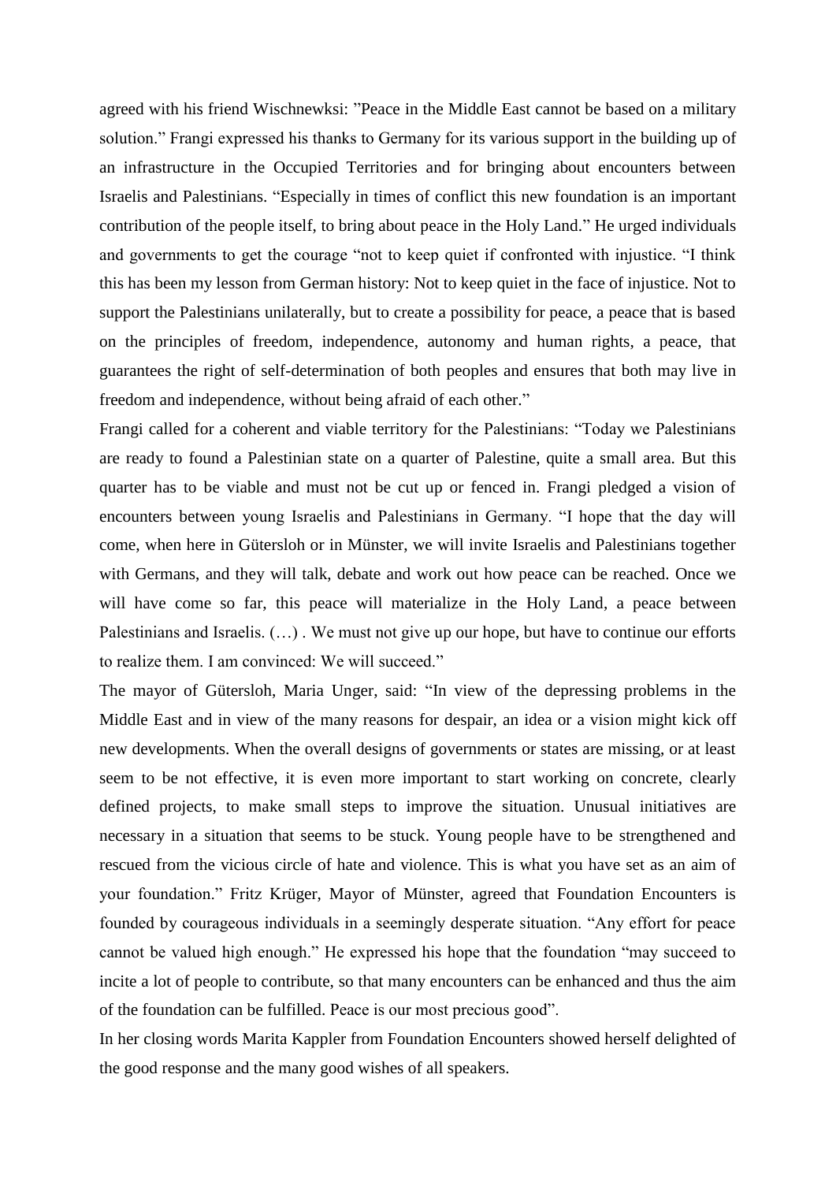agreed with his friend Wischnewksi: "Peace in the Middle East cannot be based on a military solution." Frangi expressed his thanks to Germany for its various support in the building up of an infrastructure in the Occupied Territories and for bringing about encounters between Israelis and Palestinians. "Especially in times of conflict this new foundation is an important contribution of the people itself, to bring about peace in the Holy Land." He urged individuals and governments to get the courage "not to keep quiet if confronted with injustice. "I think this has been my lesson from German history: Not to keep quiet in the face of injustice. Not to support the Palestinians unilaterally, but to create a possibility for peace, a peace that is based on the principles of freedom, independence, autonomy and human rights, a peace, that guarantees the right of self-determination of both peoples and ensures that both may live in freedom and independence, without being afraid of each other."

Frangi called for a coherent and viable territory for the Palestinians: "Today we Palestinians are ready to found a Palestinian state on a quarter of Palestine, quite a small area. But this quarter has to be viable and must not be cut up or fenced in. Frangi pledged a vision of encounters between young Israelis and Palestinians in Germany. "I hope that the day will come, when here in Gütersloh or in Münster, we will invite Israelis and Palestinians together with Germans, and they will talk, debate and work out how peace can be reached. Once we will have come so far, this peace will materialize in the Holy Land, a peace between Palestinians and Israelis. (…) . We must not give up our hope, but have to continue our efforts to realize them. I am convinced: We will succeed."

The mayor of Gütersloh, Maria Unger, said: "In view of the depressing problems in the Middle East and in view of the many reasons for despair, an idea or a vision might kick off new developments. When the overall designs of governments or states are missing, or at least seem to be not effective, it is even more important to start working on concrete, clearly defined projects, to make small steps to improve the situation. Unusual initiatives are necessary in a situation that seems to be stuck. Young people have to be strengthened and rescued from the vicious circle of hate and violence. This is what you have set as an aim of your foundation." Fritz Krüger, Mayor of Münster, agreed that Foundation Encounters is founded by courageous individuals in a seemingly desperate situation. "Any effort for peace cannot be valued high enough." He expressed his hope that the foundation "may succeed to incite a lot of people to contribute, so that many encounters can be enhanced and thus the aim of the foundation can be fulfilled. Peace is our most precious good".

In her closing words Marita Kappler from Foundation Encounters showed herself delighted of the good response and the many good wishes of all speakers.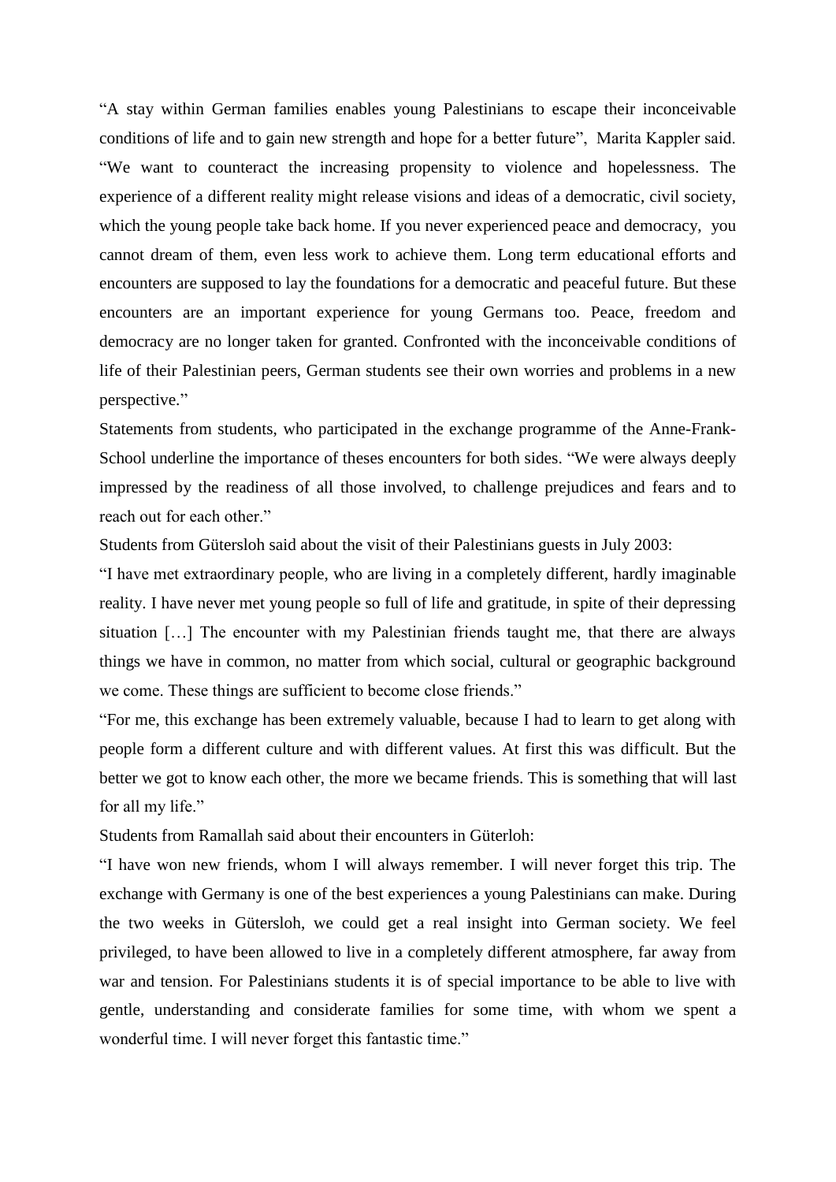“A stay within German families enables young Palestinians to escape their inconceivable conditions of life and to gain new strength and hope for a better future”, Marita Kappler said. “We want to counteract the increasing propensity to violence and hopelessness. The experience of a different reality might release visions and ideas of a democratic, civil society, which the young people take back home. If you never experienced peace and democracy, you cannot dream of them, even less work to achieve them. Long term educational efforts and encounters are supposed to lay the foundations for a democratic and peaceful future. But these encounters are an important experience for young Germans too. Peace, freedom and democracy are no longer taken for granted. Confronted with the inconceivable conditions of life of their Palestinian peers, German students see their own worries and problems in a new perspective.”

Statements from students, who participated in the exchange programme of the Anne-Frank-School underline the importance of theses encounters for both sides. “We were always deeply impressed by the readiness of all those involved, to challenge prejudices and fears and to reach out for each other.”

Students from Gütersloh said about the visit of their Palestinians guests in July 2003:

“I have met extraordinary people, who are living in a completely different, hardly imaginable reality. I have never met young people so full of life and gratitude, in spite of their depressing situation […] The encounter with my Palestinian friends taught me, that there are always things we have in common, no matter from which social, cultural or geographic background we come. These things are sufficient to become close friends.”

“For me, this exchange has been extremely valuable, because I had to learn to get along with people form a different culture and with different values. At first this was difficult. But the better we got to know each other, the more we became friends. This is something that will last for all my life.”

Students from Ramallah said about their encounters in Güterloh:

“I have won new friends, whom I will always remember. I will never forget this trip. The exchange with Germany is one of the best experiences a young Palestinians can make. During the two weeks in Gütersloh, we could get a real insight into German society. We feel privileged, to have been allowed to live in a completely different atmosphere, far away from war and tension. For Palestinians students it is of special importance to be able to live with gentle, understanding and considerate families for some time, with whom we spent a wonderful time. I will never forget this fantastic time.”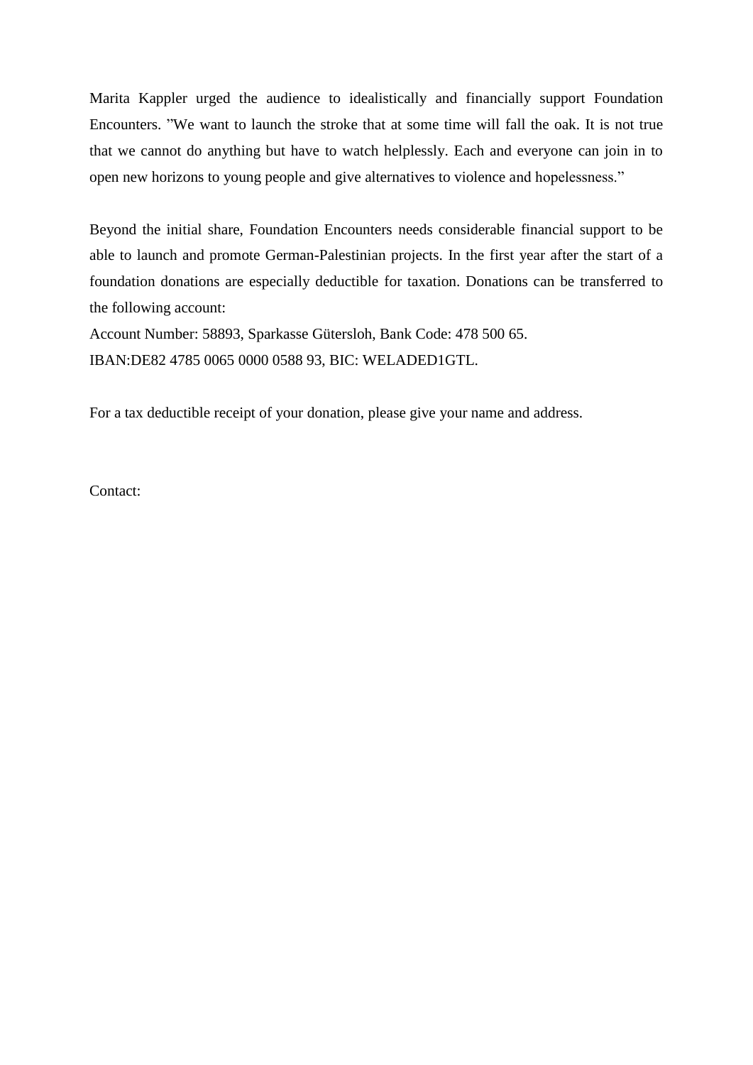Marita Kappler urged the audience to idealistically and financially support Foundation Encounters. ”We want to launch the stroke that at some time will fall the oak. It is not true that we cannot do anything but have to watch helplessly. Each and everyone can join in to open new horizons to young people and give alternatives to violence and hopelessness.”

Beyond the initial share, Foundation Encounters needs considerable financial support to be able to launch and promote German-Palestinian projects. In the first year after the start of a foundation donations are especially deductible for taxation. Donations can be transferred to the following account:
Account Number: 58893, Sparkasse Gütersloh, Bank Code: 478 500 65.
IBAN:DE82 4785 0065 0000 0588 93, BIC: WELADED1GTL.

For a tax deductible receipt of your donation, please give your name and address.

Contact: